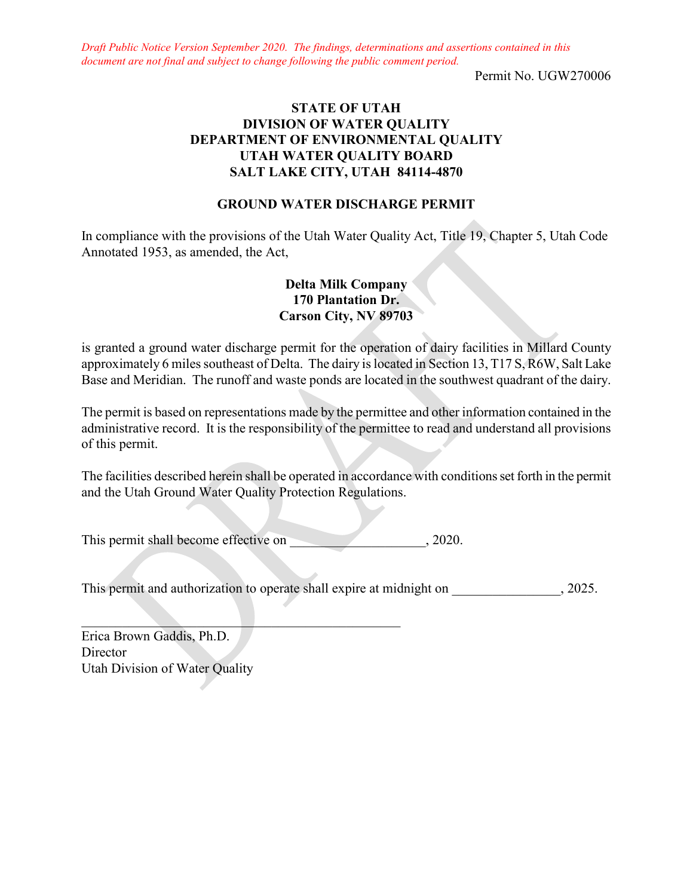*Draft Public Notice Version September 2020. The findings, determinations and assertions contained in this document are not final and subject to change following the public comment period.*

Permit No. UGW270006

**STATE OF UTAH**
**DIVISION OF WATER QUALITY**
**DEPARTMENT OF ENVIRONMENTAL QUALITY**
**UTAH WATER QUALITY BOARD**
**SALT LAKE CITY, UTAH 84114-4870**

**GROUND WATER DISCHARGE PERMIT**

In compliance with the provisions of the Utah Water Quality Act, Title 19, Chapter 5, Utah Code Annotated 1953, as amended, the Act,

**Delta Milk Company**
**170 Plantation Dr.**
**Carson City, NV 89703**

is granted a ground water discharge permit for the operation of dairy facilities in Millard County approximately 6 miles southeast of Delta. The dairy is located in Section 13, T17 S, R6W, Salt Lake Base and Meridian. The runoff and waste ponds are located in the southwest quadrant of the dairy.

The permit is based on representations made by the permittee and other information contained in the administrative record. It is the responsibility of the permittee to read and understand all provisions of this permit.

The facilities described herein shall be operated in accordance with conditions set forth in the permit and the Utah Ground Water Quality Protection Regulations.

This permit shall become effective on ____________________, 2020.

This permit and authorization to operate shall expire at midnight on ________________, 2025.

_______________________________________________

Erica Brown Gaddis, Ph.D.
Director
Utah Division of Water Quality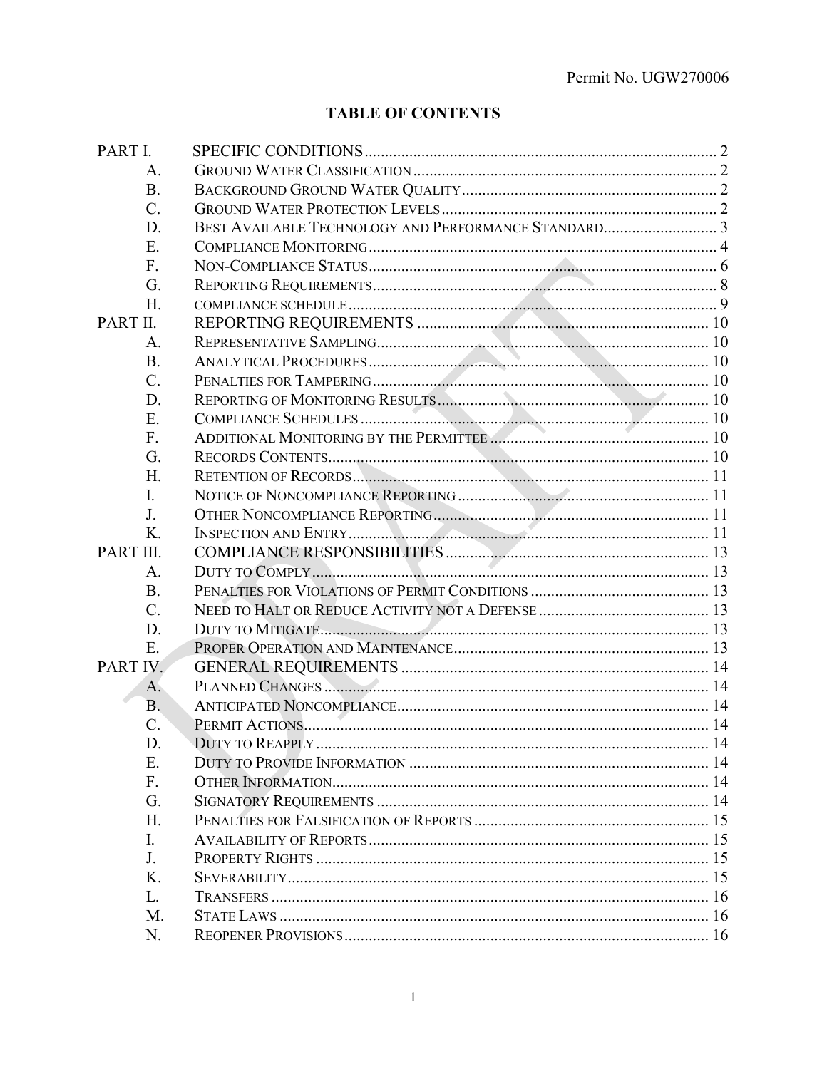Permit No. UGW270006

# TABLE OF CONTENTS

PART I. SPECIFIC CONDITIONS .......... 2
- A. GROUND WATER CLASSIFICATION .......... 2
- B. BACKGROUND GROUND WATER QUALITY .......... 2
- C. GROUND WATER PROTECTION LEVELS .......... 2
- D. BEST AVAILABLE TECHNOLOGY AND PERFORMANCE STANDARD .......... 3
- E. COMPLIANCE MONITORING .......... 4
- F. NON-COMPLIANCE STATUS .......... 6
- G. REPORTING REQUIREMENTS .......... 8
- H. COMPLIANCE SCHEDULE .......... 9

PART II. REPORTING REQUIREMENTS .......... 10
- A. REPRESENTATIVE SAMPLING .......... 10
- B. ANALYTICAL PROCEDURES .......... 10
- C. PENALTIES FOR TAMPERING .......... 10
- D. REPORTING OF MONITORING RESULTS .......... 10
- E. COMPLIANCE SCHEDULES .......... 10
- F. ADDITIONAL MONITORING BY THE PERMITTEE .......... 10
- G. RECORDS CONTENTS .......... 10
- H. RETENTION OF RECORDS .......... 11
- I. NOTICE OF NONCOMPLIANCE REPORTING .......... 11
- J. OTHER NONCOMPLIANCE REPORTING .......... 11
- K. INSPECTION AND ENTRY .......... 11

PART III. COMPLIANCE RESPONSIBILITIES .......... 13
- A. DUTY TO COMPLY .......... 13
- B. PENALTIES FOR VIOLATIONS OF PERMIT CONDITIONS .......... 13
- C. NEED TO HALT OR REDUCE ACTIVITY NOT A DEFENSE .......... 13
- D. DUTY TO MITIGATE .......... 13
- E. PROPER OPERATION AND MAINTENANCE .......... 13

PART IV. GENERAL REQUIREMENTS .......... 14
- A. PLANNED CHANGES .......... 14
- B. ANTICIPATED NONCOMPLIANCE .......... 14
- C. PERMIT ACTIONS .......... 14
- D. DUTY TO REAPPLY .......... 14
- E. DUTY TO PROVIDE INFORMATION .......... 14
- F. OTHER INFORMATION .......... 14
- G. SIGNATORY REQUIREMENTS .......... 14
- H. PENALTIES FOR FALSIFICATION OF REPORTS .......... 15
- I. AVAILABILITY OF REPORTS .......... 15
- J. PROPERTY RIGHTS .......... 15
- K. SEVERABILITY .......... 15
- L. TRANSFERS .......... 16
- M. STATE LAWS .......... 16
- N. REOPENER PROVISIONS .......... 16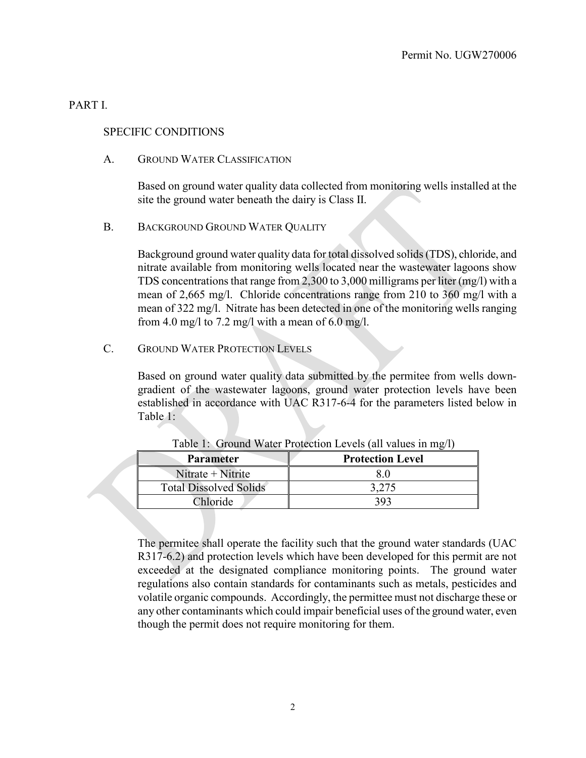# PART I.

## SPECIFIC CONDITIONS

### A. GROUND WATER CLASSIFICATION

Based on ground water quality data collected from monitoring wells installed at the site the ground water beneath the dairy is Class II.

### B. BACKGROUND GROUND WATER QUALITY

Background ground water quality data for total dissolved solids (TDS), chloride, and nitrate available from monitoring wells located near the wastewater lagoons show TDS concentrations that range from 2,300 to 3,000 milligrams per liter (mg/l) with a mean of 2,665 mg/l. Chloride concentrations range from 210 to 360 mg/l with a mean of 322 mg/l. Nitrate has been detected in one of the monitoring wells ranging from 4.0 mg/l to 7.2 mg/l with a mean of 6.0 mg/l.

### C. GROUND WATER PROTECTION LEVELS

Based on ground water quality data submitted by the permitee from wells down-gradient of the wastewater lagoons, ground water protection levels have been established in accordance with UAC R317-6-4 for the parameters listed below in Table 1:

Table 1: Ground Water Protection Levels (all values in mg/l)

| Parameter | Protection Level |
|---|---|
| Nitrate + Nitrite | 8.0 |
| Total Dissolved Solids | 3,275 |
| Chloride | 393 |

The permitee shall operate the facility such that the ground water standards (UAC R317-6.2) and protection levels which have been developed for this permit are not exceeded at the designated compliance monitoring points. The ground water regulations also contain standards for contaminants such as metals, pesticides and volatile organic compounds. Accordingly, the permittee must not discharge these or any other contaminants which could impair beneficial uses of the ground water, even though the permit does not require monitoring for them.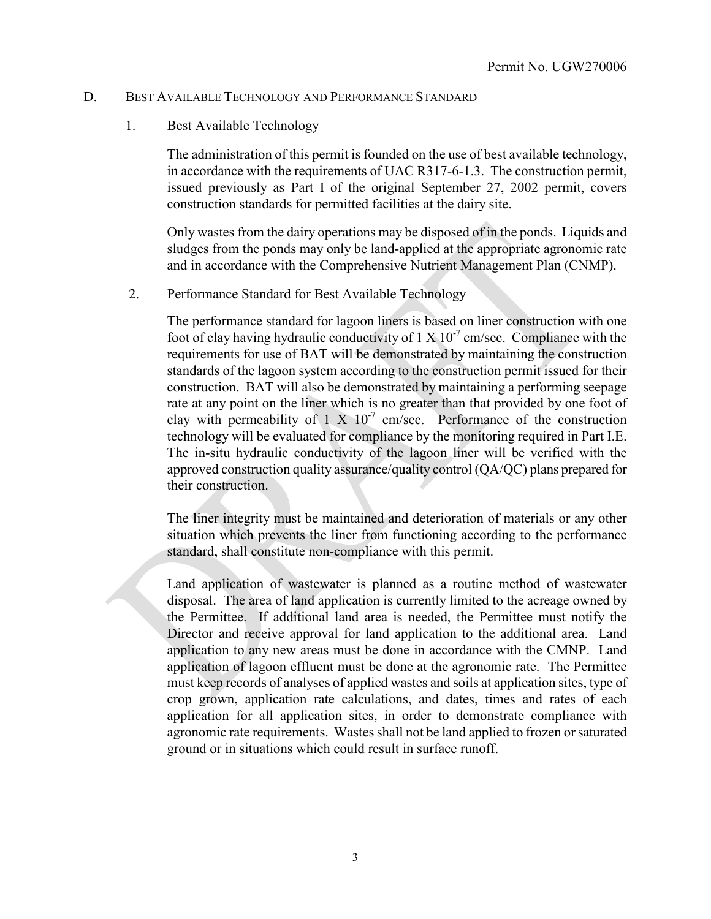## D. Best Available Technology and Performance Standard

### 1. Best Available Technology

The administration of this permit is founded on the use of best available technology, in accordance with the requirements of UAC R317-6-1.3. The construction permit, issued previously as Part I of the original September 27, 2002 permit, covers construction standards for permitted facilities at the dairy site.

Only wastes from the dairy operations may be disposed of in the ponds. Liquids and sludges from the ponds may only be land-applied at the appropriate agronomic rate and in accordance with the Comprehensive Nutrient Management Plan (CNMP).

### 2. Performance Standard for Best Available Technology

The performance standard for lagoon liners is based on liner construction with one foot of clay having hydraulic conductivity of $1 \times 10^{-7}$ cm/sec. Compliance with the requirements for use of BAT will be demonstrated by maintaining the construction standards of the lagoon system according to the construction permit issued for their construction. BAT will also be demonstrated by maintaining a performing seepage rate at any point on the liner which is no greater than that provided by one foot of clay with permeability of $1 \times 10^{-7}$ cm/sec. Performance of the construction technology will be evaluated for compliance by the monitoring required in Part I.E. The in-situ hydraulic conductivity of the lagoon liner will be verified with the approved construction quality assurance/quality control (QA/QC) plans prepared for their construction.

The liner integrity must be maintained and deterioration of materials or any other situation which prevents the liner from functioning according to the performance standard, shall constitute non-compliance with this permit.

Land application of wastewater is planned as a routine method of wastewater disposal. The area of land application is currently limited to the acreage owned by the Permittee. If additional land area is needed, the Permittee must notify the Director and receive approval for land application to the additional area. Land application to any new areas must be done in accordance with the CMNP. Land application of lagoon effluent must be done at the agronomic rate. The Permittee must keep records of analyses of applied wastes and soils at application sites, type of crop grown, application rate calculations, and dates, times and rates of each application for all application sites, in order to demonstrate compliance with agronomic rate requirements. Wastes shall not be land applied to frozen or saturated ground or in situations which could result in surface runoff.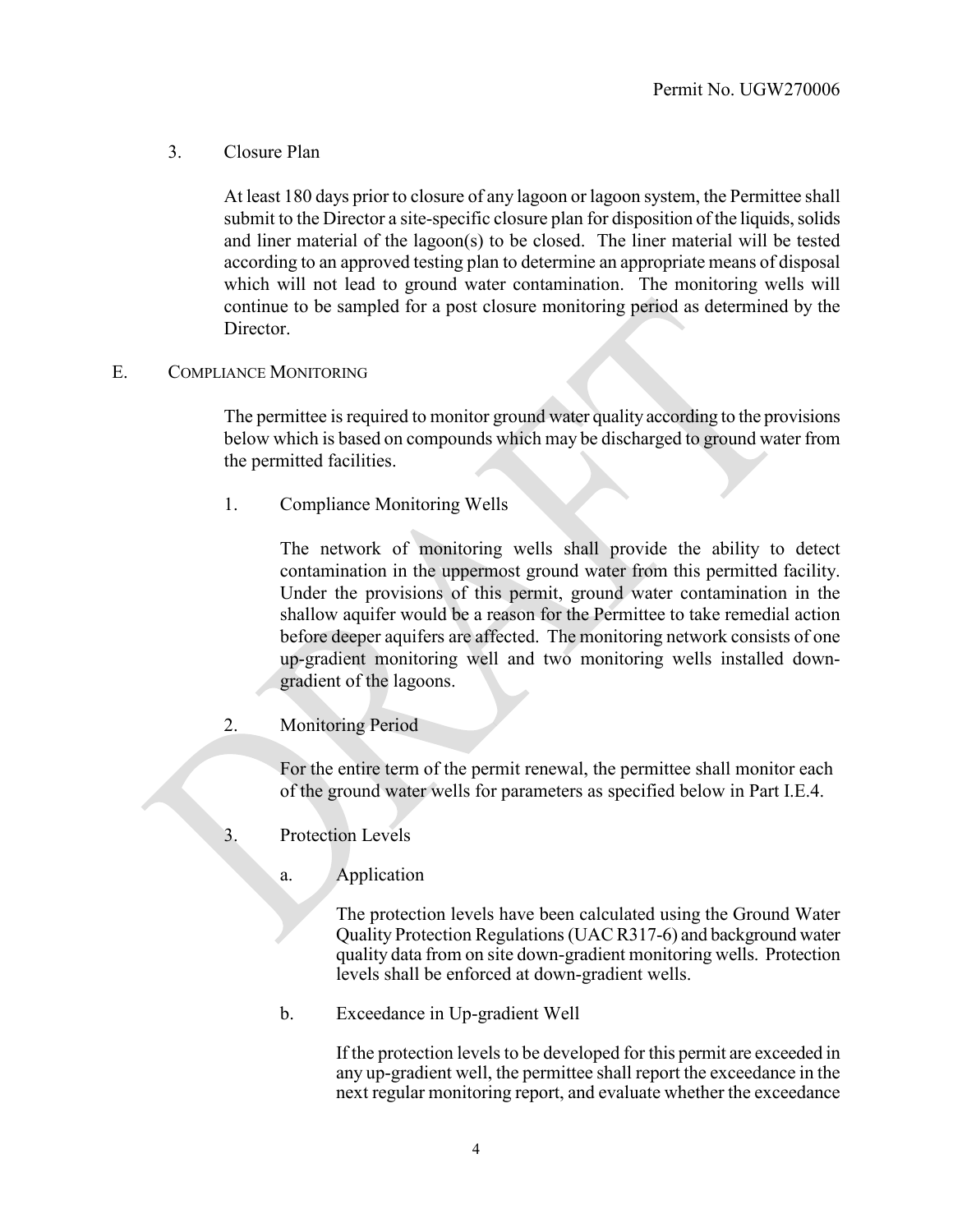3. Closure Plan

At least 180 days prior to closure of any lagoon or lagoon system, the Permittee shall submit to the Director a site-specific closure plan for disposition of the liquids, solids and liner material of the lagoon(s) to be closed. The liner material will be tested according to an approved testing plan to determine an appropriate means of disposal which will not lead to ground water contamination. The monitoring wells will continue to be sampled for a post closure monitoring period as determined by the Director.

## E. COMPLIANCE MONITORING

The permittee is required to monitor ground water quality according to the provisions below which is based on compounds which may be discharged to ground water from the permitted facilities.

1. Compliance Monitoring Wells

The network of monitoring wells shall provide the ability to detect contamination in the uppermost ground water from this permitted facility. Under the provisions of this permit, ground water contamination in the shallow aquifer would be a reason for the Permittee to take remedial action before deeper aquifers are affected. The monitoring network consists of one up-gradient monitoring well and two monitoring wells installed down-gradient of the lagoons.

2. Monitoring Period

For the entire term of the permit renewal, the permittee shall monitor each of the ground water wells for parameters as specified below in Part I.E.4.

3. Protection Levels

a. Application

The protection levels have been calculated using the Ground Water Quality Protection Regulations (UAC R317-6) and background water quality data from on site down-gradient monitoring wells. Protection levels shall be enforced at down-gradient wells.

b. Exceedance in Up-gradient Well

If the protection levels to be developed for this permit are exceeded in any up-gradient well, the permittee shall report the exceedance in the next regular monitoring report, and evaluate whether the exceedance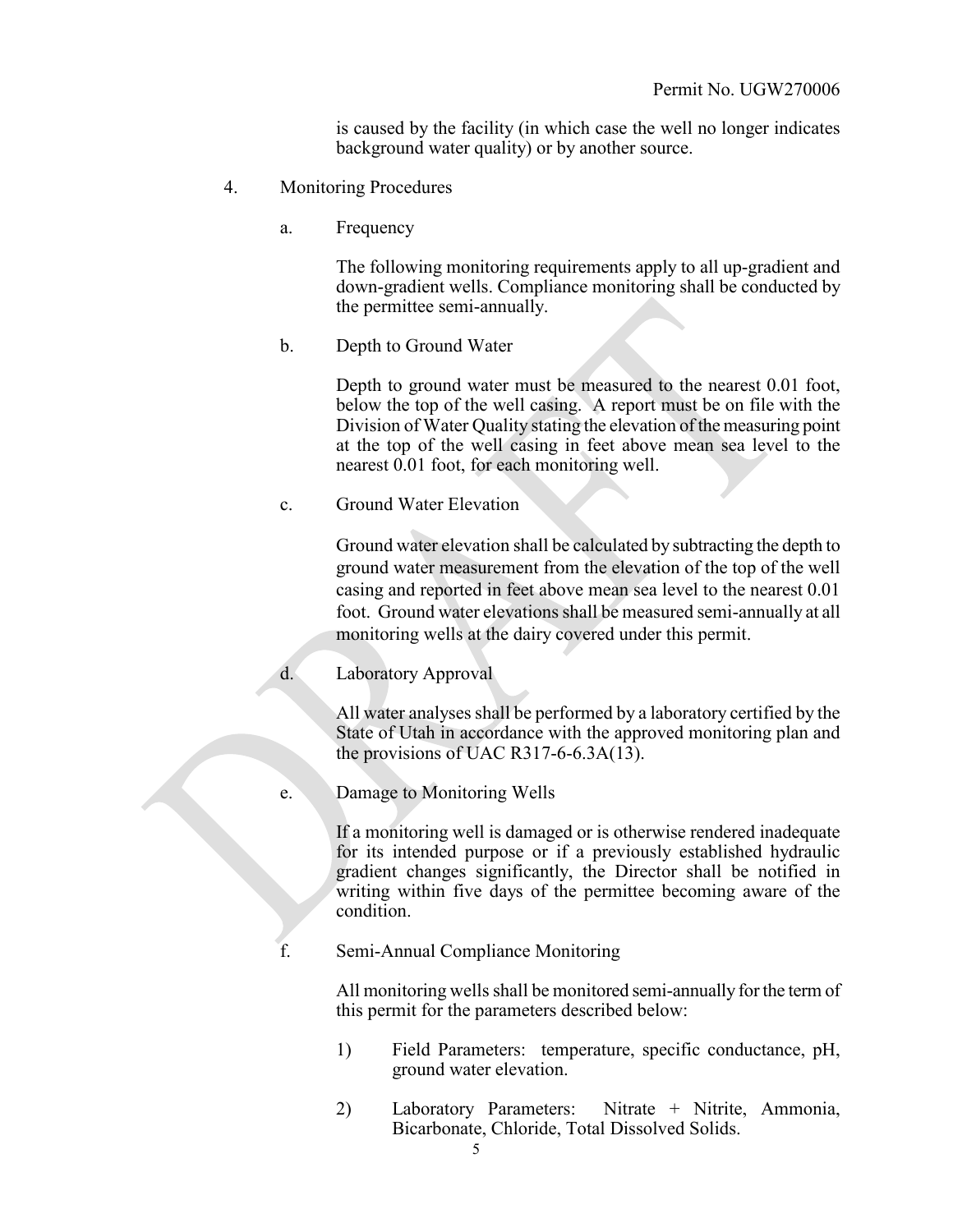is caused by the facility (in which case the well no longer indicates background water quality) or by another source.

4. Monitoring Procedures

   a. Frequency

      The following monitoring requirements apply to all up-gradient and down-gradient wells. Compliance monitoring shall be conducted by the permittee semi-annually.

   b. Depth to Ground Water

      Depth to ground water must be measured to the nearest 0.01 foot, below the top of the well casing. A report must be on file with the Division of Water Quality stating the elevation of the measuring point at the top of the well casing in feet above mean sea level to the nearest 0.01 foot, for each monitoring well.

   c. Ground Water Elevation

      Ground water elevation shall be calculated by subtracting the depth to ground water measurement from the elevation of the top of the well casing and reported in feet above mean sea level to the nearest 0.01 foot. Ground water elevations shall be measured semi-annually at all monitoring wells at the dairy covered under this permit.

   d. Laboratory Approval

      All water analyses shall be performed by a laboratory certified by the State of Utah in accordance with the approved monitoring plan and the provisions of UAC R317-6-6.3A(13).

   e. Damage to Monitoring Wells

      If a monitoring well is damaged or is otherwise rendered inadequate for its intended purpose or if a previously established hydraulic gradient changes significantly, the Director shall be notified in writing within five days of the permittee becoming aware of the condition.

   f. Semi-Annual Compliance Monitoring

      All monitoring wells shall be monitored semi-annually for the term of this permit for the parameters described below:

      1) Field Parameters: temperature, specific conductance, pH, ground water elevation.

      2) Laboratory Parameters: Nitrate + Nitrite, Ammonia, Bicarbonate, Chloride, Total Dissolved Solids.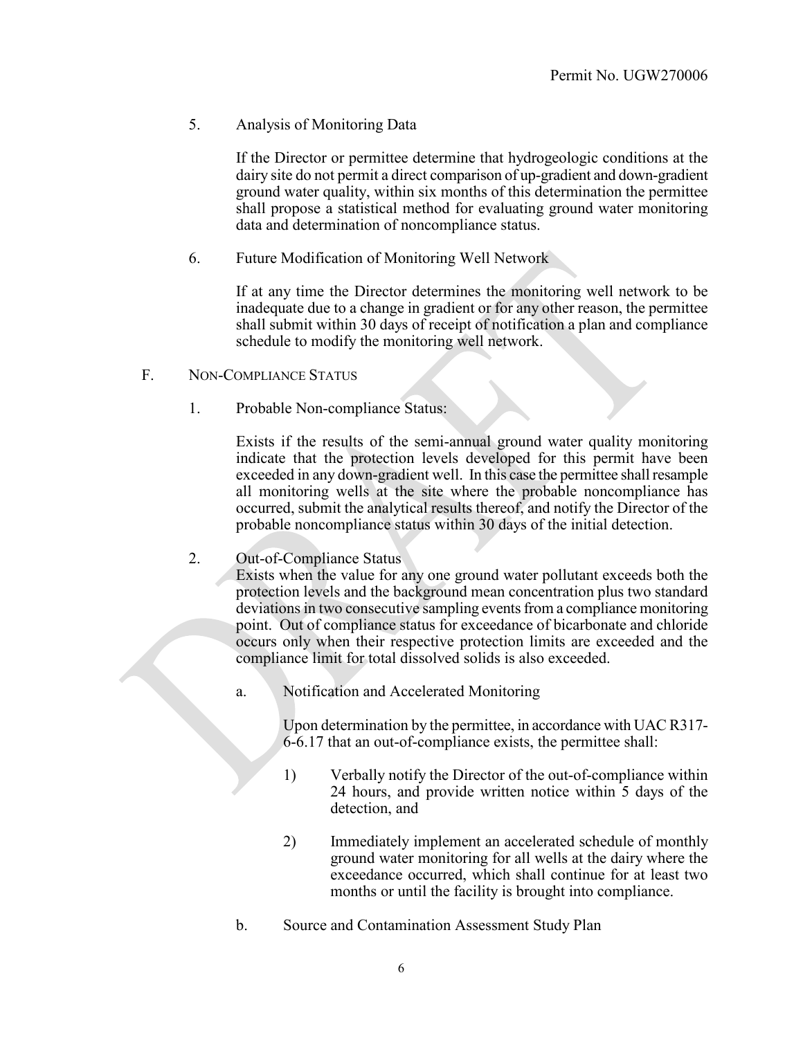5. Analysis of Monitoring Data

   If the Director or permittee determine that hydrogeologic conditions at the dairy site do not permit a direct comparison of up-gradient and down-gradient ground water quality, within six months of this determination the permittee shall propose a statistical method for evaluating ground water monitoring data and determination of noncompliance status.

6. Future Modification of Monitoring Well Network

   If at any time the Director determines the monitoring well network to be inadequate due to a change in gradient or for any other reason, the permittee shall submit within 30 days of receipt of notification a plan and compliance schedule to modify the monitoring well network.

F. NON-COMPLIANCE STATUS

1. Probable Non-compliance Status:

   Exists if the results of the semi-annual ground water quality monitoring indicate that the protection levels developed for this permit have been exceeded in any down-gradient well. In this case the permittee shall resample all monitoring wells at the site where the probable noncompliance has occurred, submit the analytical results thereof, and notify the Director of the probable noncompliance status within 30 days of the initial detection.

2. Out-of-Compliance Status

   Exists when the value for any one ground water pollutant exceeds both the protection levels and the background mean concentration plus two standard deviations in two consecutive sampling events from a compliance monitoring point. Out of compliance status for exceedance of bicarbonate and chloride occurs only when their respective protection limits are exceeded and the compliance limit for total dissolved solids is also exceeded.

   a. Notification and Accelerated Monitoring

      Upon determination by the permittee, in accordance with UAC R317-6-6.17 that an out-of-compliance exists, the permittee shall:

      1) Verbally notify the Director of the out-of-compliance within 24 hours, and provide written notice within 5 days of the detection, and

      2) Immediately implement an accelerated schedule of monthly ground water monitoring for all wells at the dairy where the exceedance occurred, which shall continue for at least two months or until the facility is brought into compliance.

   b. Source and Contamination Assessment Study Plan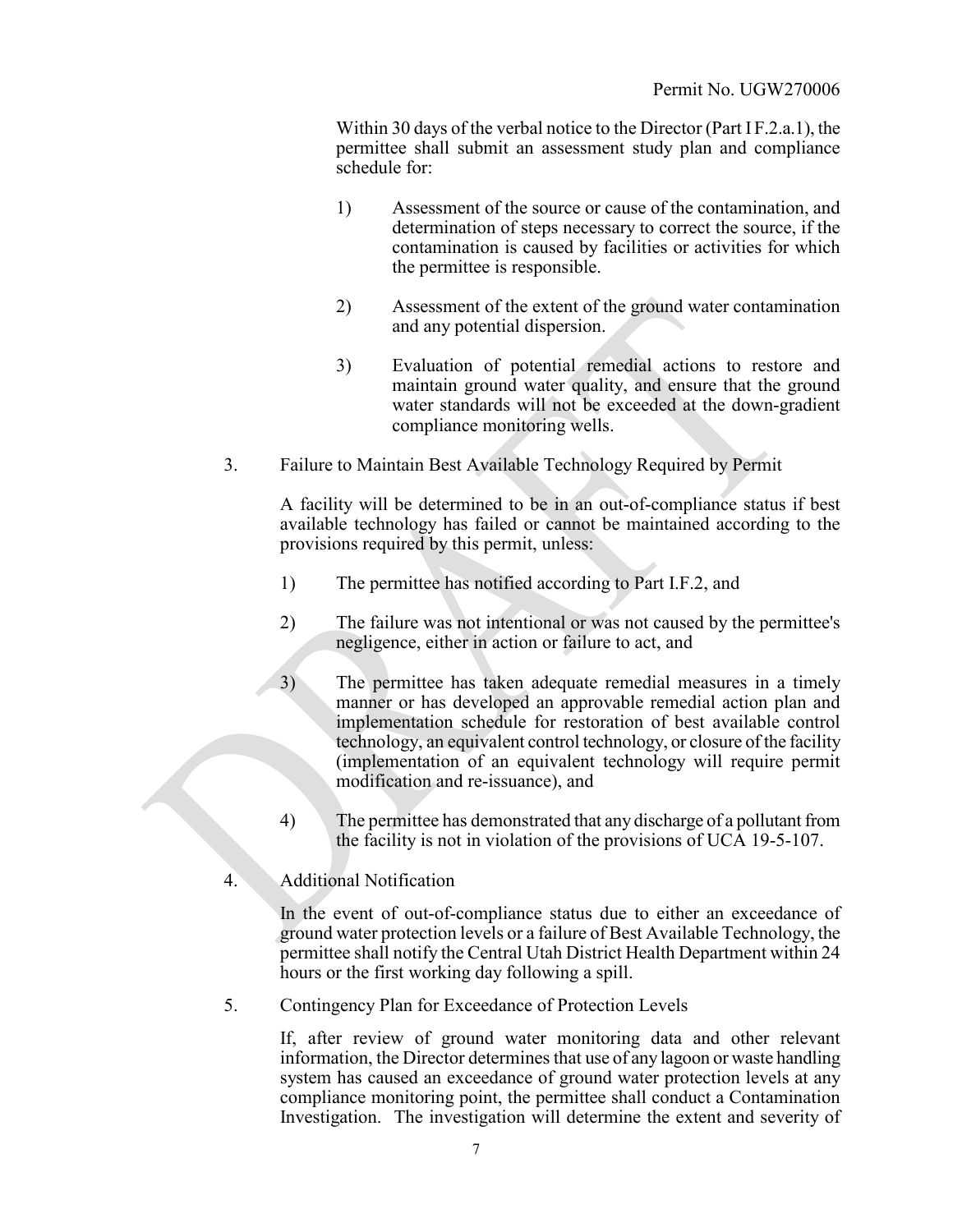Within 30 days of the verbal notice to the Director (Part I F.2.a.1), the permittee shall submit an assessment study plan and compliance schedule for:

1) Assessment of the source or cause of the contamination, and determination of steps necessary to correct the source, if the contamination is caused by facilities or activities for which the permittee is responsible.

2) Assessment of the extent of the ground water contamination and any potential dispersion.

3) Evaluation of potential remedial actions to restore and maintain ground water quality, and ensure that the ground water standards will not be exceeded at the down-gradient compliance monitoring wells.

3. Failure to Maintain Best Available Technology Required by Permit

A facility will be determined to be in an out-of-compliance status if best available technology has failed or cannot be maintained according to the provisions required by this permit, unless:

1) The permittee has notified according to Part I.F.2, and

2) The failure was not intentional or was not caused by the permittee's negligence, either in action or failure to act, and

3) The permittee has taken adequate remedial measures in a timely manner or has developed an approvable remedial action plan and implementation schedule for restoration of best available control technology, an equivalent control technology, or closure of the facility (implementation of an equivalent technology will require permit modification and re-issuance), and

4) The permittee has demonstrated that any discharge of a pollutant from the facility is not in violation of the provisions of UCA 19-5-107.

4. Additional Notification

In the event of out-of-compliance status due to either an exceedance of ground water protection levels or a failure of Best Available Technology, the permittee shall notify the Central Utah District Health Department within 24 hours or the first working day following a spill.

5. Contingency Plan for Exceedance of Protection Levels

If, after review of ground water monitoring data and other relevant information, the Director determines that use of any lagoon or waste handling system has caused an exceedance of ground water protection levels at any compliance monitoring point, the permittee shall conduct a Contamination Investigation. The investigation will determine the extent and severity of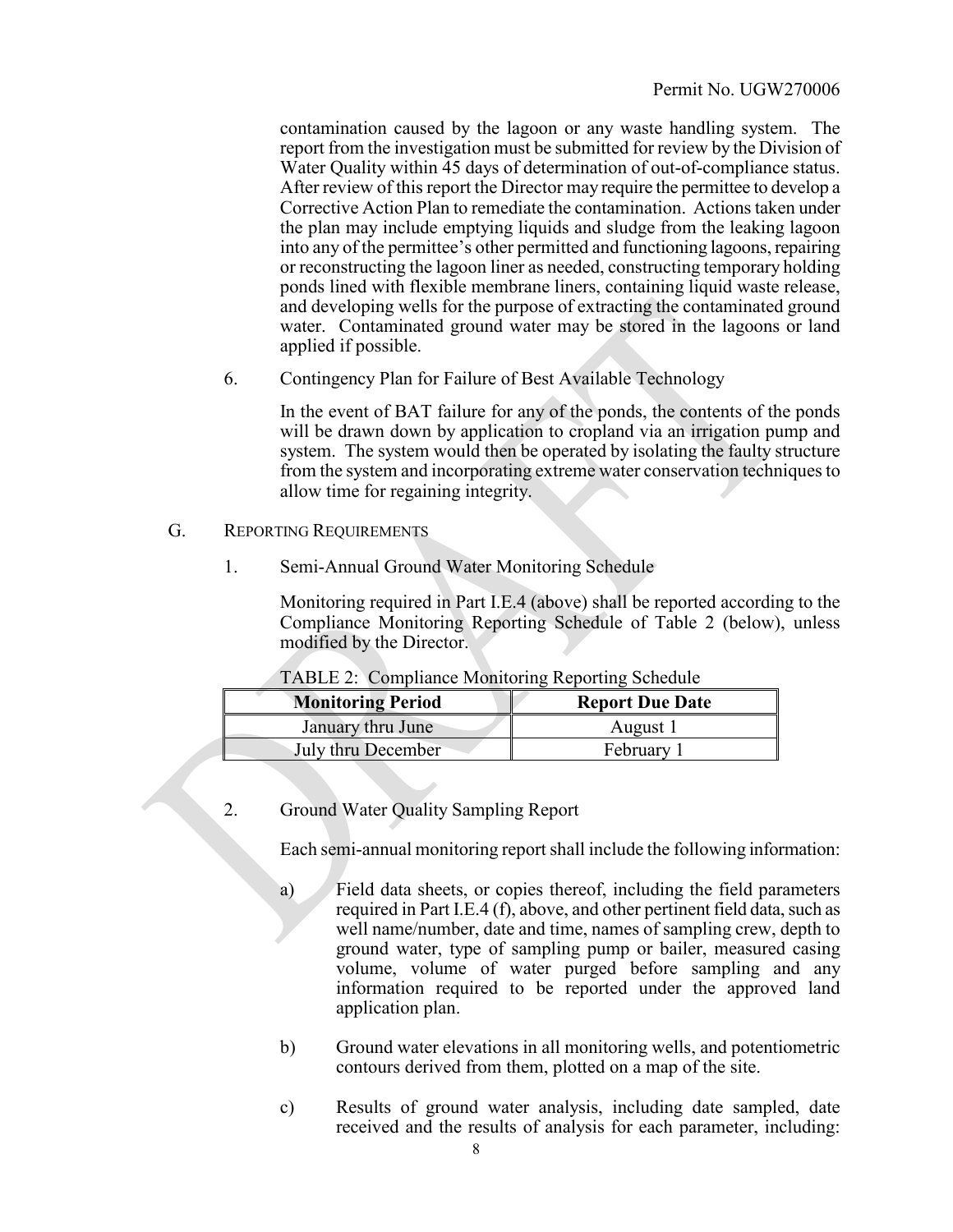contamination caused by the lagoon or any waste handling system. The report from the investigation must be submitted for review by the Division of Water Quality within 45 days of determination of out-of-compliance status. After review of this report the Director may require the permittee to develop a Corrective Action Plan to remediate the contamination. Actions taken under the plan may include emptying liquids and sludge from the leaking lagoon into any of the permittee's other permitted and functioning lagoons, repairing or reconstructing the lagoon liner as needed, constructing temporary holding ponds lined with flexible membrane liners, containing liquid waste release, and developing wells for the purpose of extracting the contaminated ground water. Contaminated ground water may be stored in the lagoons or land applied if possible.

6. Contingency Plan for Failure of Best Available Technology

   In the event of BAT failure for any of the ponds, the contents of the ponds will be drawn down by application to cropland via an irrigation pump and system. The system would then be operated by isolating the faulty structure from the system and incorporating extreme water conservation techniques to allow time for regaining integrity.

G. REPORTING REQUIREMENTS

1. Semi-Annual Ground Water Monitoring Schedule

   Monitoring required in Part I.E.4 (above) shall be reported according to the Compliance Monitoring Reporting Schedule of Table 2 (below), unless modified by the Director.

TABLE 2: Compliance Monitoring Reporting Schedule

| **Monitoring Period** | **Report Due Date** |
|---|---|
| January thru June | August 1 |
| July thru December | February 1 |

2. Ground Water Quality Sampling Report

   Each semi-annual monitoring report shall include the following information:

   a) Field data sheets, or copies thereof, including the field parameters required in Part I.E.4 (f), above, and other pertinent field data, such as well name/number, date and time, names of sampling crew, depth to ground water, type of sampling pump or bailer, measured casing volume, volume of water purged before sampling and any information required to be reported under the approved land application plan.

   b) Ground water elevations in all monitoring wells, and potentiometric contours derived from them, plotted on a map of the site.

   c) Results of ground water analysis, including date sampled, date received and the results of analysis for each parameter, including: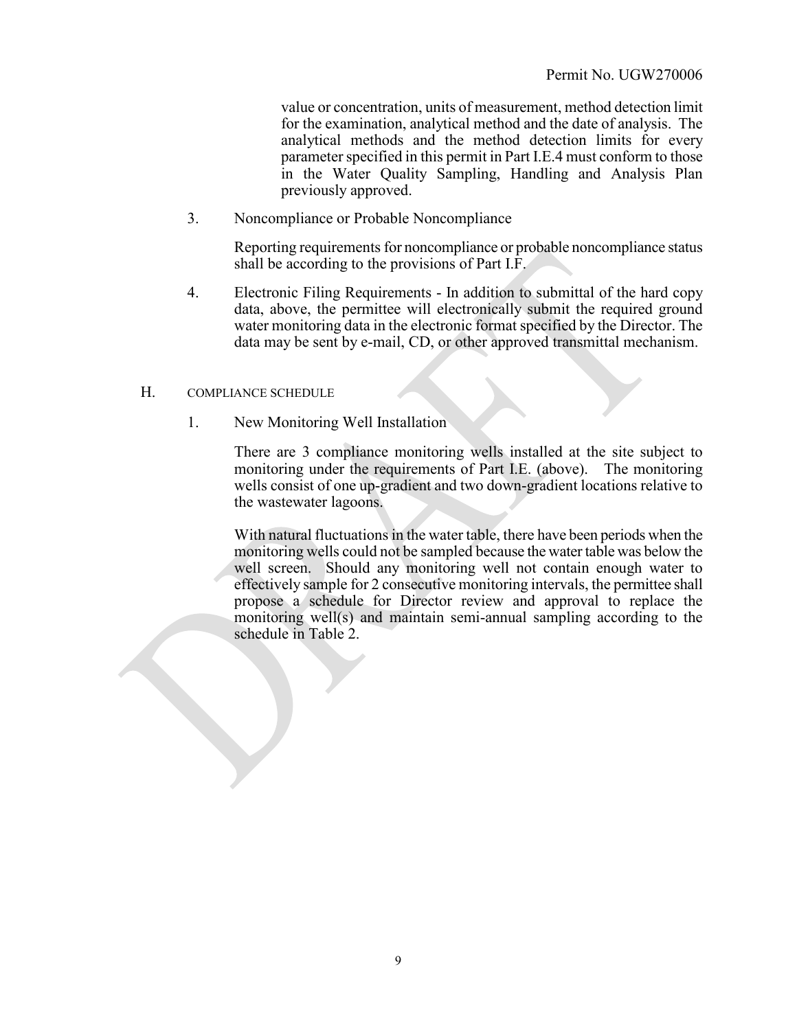value or concentration, units of measurement, method detection limit for the examination, analytical method and the date of analysis. The analytical methods and the method detection limits for every parameter specified in this permit in Part I.E.4 must conform to those in the Water Quality Sampling, Handling and Analysis Plan previously approved.

3. Noncompliance or Probable Noncompliance

   Reporting requirements for noncompliance or probable noncompliance status shall be according to the provisions of Part I.F.

4. Electronic Filing Requirements - In addition to submittal of the hard copy data, above, the permittee will electronically submit the required ground water monitoring data in the electronic format specified by the Director. The data may be sent by e-mail, CD, or other approved transmittal mechanism.

## H. COMPLIANCE SCHEDULE

1. New Monitoring Well Installation

   There are 3 compliance monitoring wells installed at the site subject to monitoring under the requirements of Part I.E. (above). The monitoring wells consist of one up-gradient and two down-gradient locations relative to the wastewater lagoons.

   With natural fluctuations in the water table, there have been periods when the monitoring wells could not be sampled because the water table was below the well screen. Should any monitoring well not contain enough water to effectively sample for 2 consecutive monitoring intervals, the permittee shall propose a schedule for Director review and approval to replace the monitoring well(s) and maintain semi-annual sampling according to the schedule in Table 2.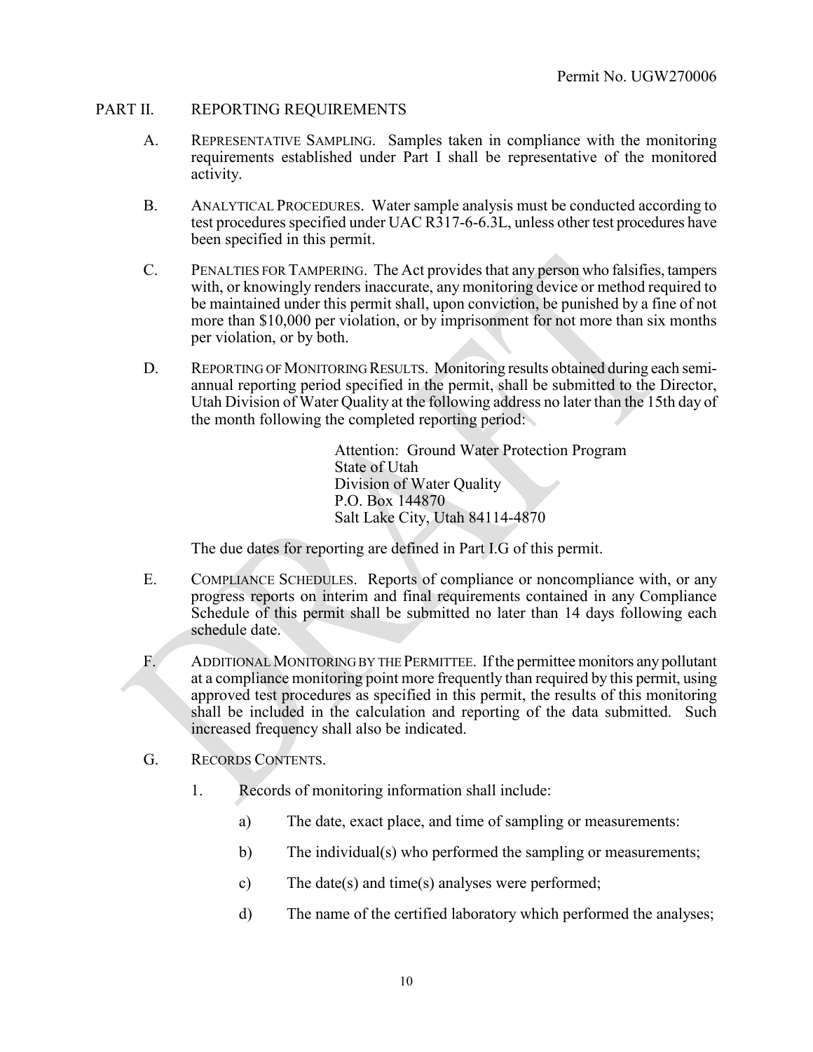## PART II. REPORTING REQUIREMENTS

A. REPRESENTATIVE SAMPLING. Samples taken in compliance with the monitoring requirements established under Part I shall be representative of the monitored activity.

B. ANALYTICAL PROCEDURES. Water sample analysis must be conducted according to test procedures specified under UAC R317-6-6.3L, unless other test procedures have been specified in this permit.

C. PENALTIES FOR TAMPERING. The Act provides that any person who falsifies, tampers with, or knowingly renders inaccurate, any monitoring device or method required to be maintained under this permit shall, upon conviction, be punished by a fine of not more than $10,000 per violation, or by imprisonment for not more than six months per violation, or by both.

D. REPORTING OF MONITORING RESULTS. Monitoring results obtained during each semi-annual reporting period specified in the permit, shall be submitted to the Director, Utah Division of Water Quality at the following address no later than the 15th day of the month following the completed reporting period:

> Attention: Ground Water Protection Program
> State of Utah
> Division of Water Quality
> P.O. Box 144870
> Salt Lake City, Utah 84114-4870

The due dates for reporting are defined in Part I.G of this permit.

E. COMPLIANCE SCHEDULES. Reports of compliance or noncompliance with, or any progress reports on interim and final requirements contained in any Compliance Schedule of this permit shall be submitted no later than 14 days following each schedule date.

F. ADDITIONAL MONITORING BY THE PERMITTEE. If the permittee monitors any pollutant at a compliance monitoring point more frequently than required by this permit, using approved test procedures as specified in this permit, the results of this monitoring shall be included in the calculation and reporting of the data submitted. Such increased frequency shall also be indicated.

G. RECORDS CONTENTS.

1. Records of monitoring information shall include:

   a) The date, exact place, and time of sampling or measurements:

   b) The individual(s) who performed the sampling or measurements;

   c) The date(s) and time(s) analyses were performed;

   d) The name of the certified laboratory which performed the analyses;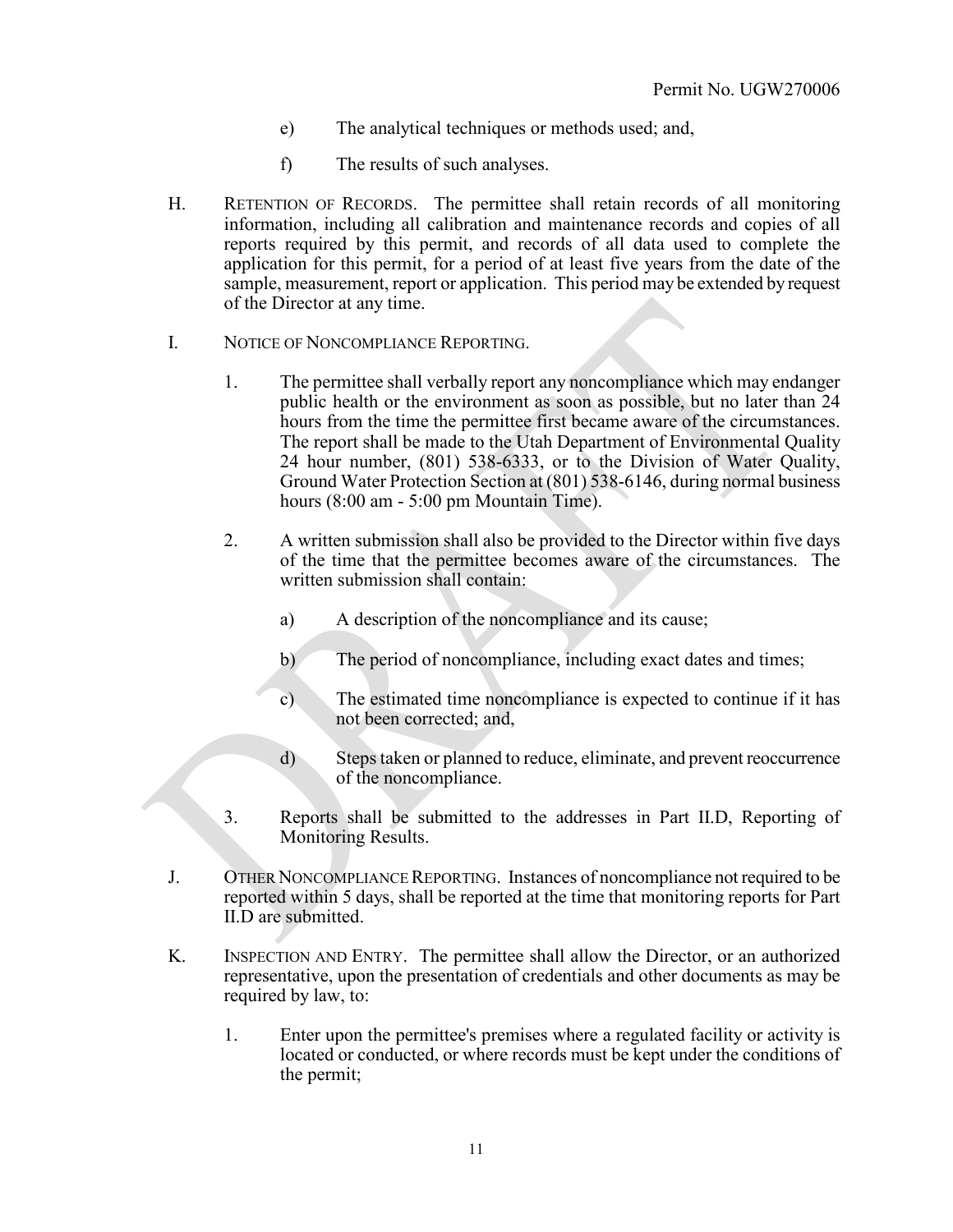e) The analytical techniques or methods used; and,

f) The results of such analyses.

H. RETENTION OF RECORDS. The permittee shall retain records of all monitoring information, including all calibration and maintenance records and copies of all reports required by this permit, and records of all data used to complete the application for this permit, for a period of at least five years from the date of the sample, measurement, report or application. This period may be extended by request of the Director at any time.

I. NOTICE OF NONCOMPLIANCE REPORTING.

1. The permittee shall verbally report any noncompliance which may endanger public health or the environment as soon as possible, but no later than 24 hours from the time the permittee first became aware of the circumstances. The report shall be made to the Utah Department of Environmental Quality 24 hour number, (801) 538-6333, or to the Division of Water Quality, Ground Water Protection Section at (801) 538-6146, during normal business hours (8:00 am - 5:00 pm Mountain Time).

2. A written submission shall also be provided to the Director within five days of the time that the permittee becomes aware of the circumstances. The written submission shall contain:

   a) A description of the noncompliance and its cause;

   b) The period of noncompliance, including exact dates and times;

   c) The estimated time noncompliance is expected to continue if it has not been corrected; and,

   d) Steps taken or planned to reduce, eliminate, and prevent reoccurrence of the noncompliance.

3. Reports shall be submitted to the addresses in Part II.D, Reporting of Monitoring Results.

J. OTHER NONCOMPLIANCE REPORTING. Instances of noncompliance not required to be reported within 5 days, shall be reported at the time that monitoring reports for Part II.D are submitted.

K. INSPECTION AND ENTRY. The permittee shall allow the Director, or an authorized representative, upon the presentation of credentials and other documents as may be required by law, to:

1. Enter upon the permittee's premises where a regulated facility or activity is located or conducted, or where records must be kept under the conditions of the permit;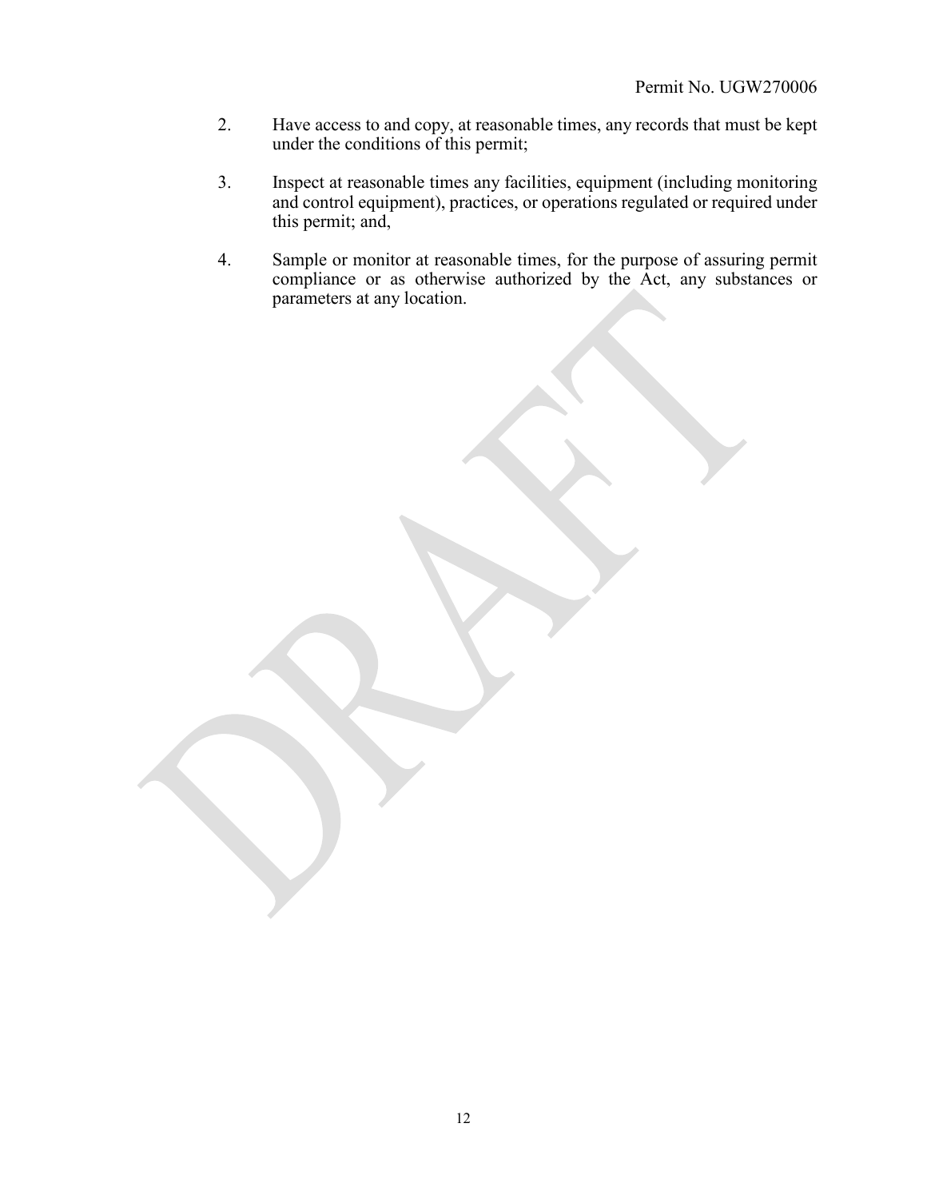2. Have access to and copy, at reasonable times, any records that must be kept under the conditions of this permit;

3. Inspect at reasonable times any facilities, equipment (including monitoring and control equipment), practices, or operations regulated or required under this permit; and,

4. Sample or monitor at reasonable times, for the purpose of assuring permit compliance or as otherwise authorized by the Act, any substances or parameters at any location.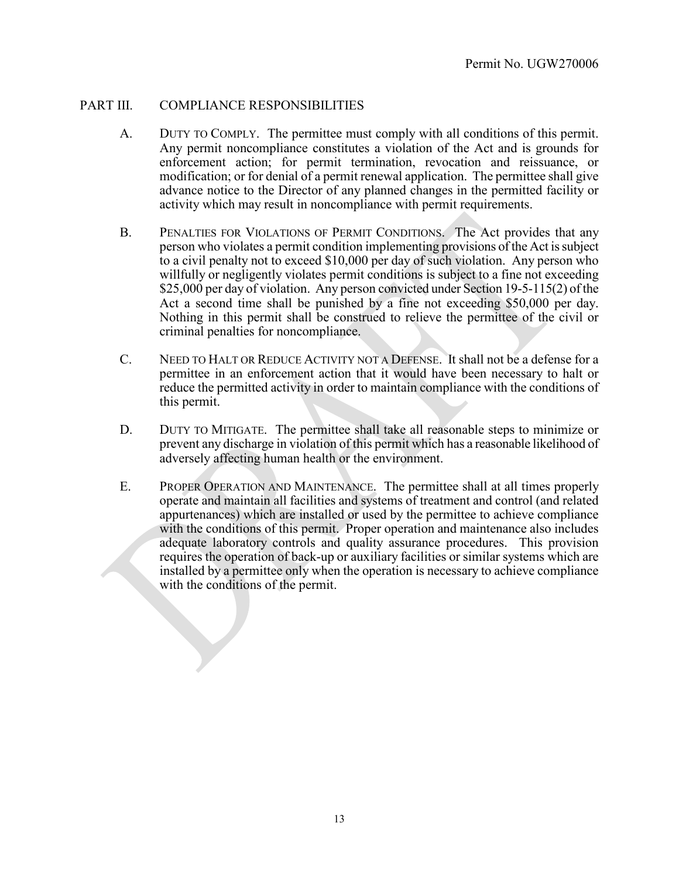## PART III. COMPLIANCE RESPONSIBILITIES

A. DUTY TO COMPLY. The permittee must comply with all conditions of this permit. Any permit noncompliance constitutes a violation of the Act and is grounds for enforcement action; for permit termination, revocation and reissuance, or modification; or for denial of a permit renewal application. The permittee shall give advance notice to the Director of any planned changes in the permitted facility or activity which may result in noncompliance with permit requirements.

B. PENALTIES FOR VIOLATIONS OF PERMIT CONDITIONS. The Act provides that any person who violates a permit condition implementing provisions of the Act is subject to a civil penalty not to exceed $10,000 per day of such violation. Any person who willfully or negligently violates permit conditions is subject to a fine not exceeding $25,000 per day of violation. Any person convicted under Section 19-5-115(2) of the Act a second time shall be punished by a fine not exceeding $50,000 per day. Nothing in this permit shall be construed to relieve the permittee of the civil or criminal penalties for noncompliance.

C. NEED TO HALT OR REDUCE ACTIVITY NOT A DEFENSE. It shall not be a defense for a permittee in an enforcement action that it would have been necessary to halt or reduce the permitted activity in order to maintain compliance with the conditions of this permit.

D. DUTY TO MITIGATE. The permittee shall take all reasonable steps to minimize or prevent any discharge in violation of this permit which has a reasonable likelihood of adversely affecting human health or the environment.

E. PROPER OPERATION AND MAINTENANCE. The permittee shall at all times properly operate and maintain all facilities and systems of treatment and control (and related appurtenances) which are installed or used by the permittee to achieve compliance with the conditions of this permit. Proper operation and maintenance also includes adequate laboratory controls and quality assurance procedures. This provision requires the operation of back-up or auxiliary facilities or similar systems which are installed by a permittee only when the operation is necessary to achieve compliance with the conditions of the permit.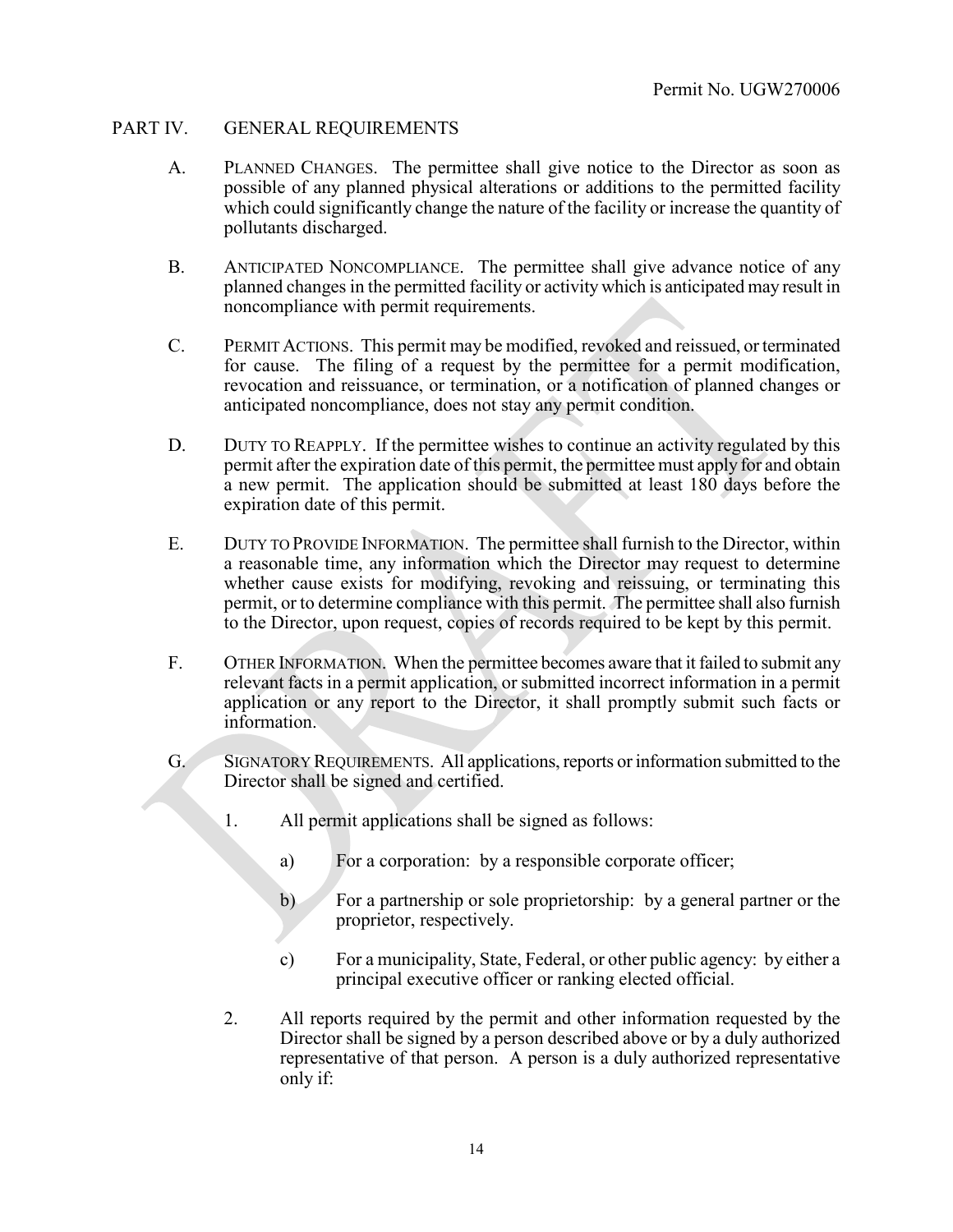## PART IV. GENERAL REQUIREMENTS

A. PLANNED CHANGES. The permittee shall give notice to the Director as soon as possible of any planned physical alterations or additions to the permitted facility which could significantly change the nature of the facility or increase the quantity of pollutants discharged.

B. ANTICIPATED NONCOMPLIANCE. The permittee shall give advance notice of any planned changes in the permitted facility or activity which is anticipated may result in noncompliance with permit requirements.

C. PERMIT ACTIONS. This permit may be modified, revoked and reissued, or terminated for cause. The filing of a request by the permittee for a permit modification, revocation and reissuance, or termination, or a notification of planned changes or anticipated noncompliance, does not stay any permit condition.

D. DUTY TO REAPPLY. If the permittee wishes to continue an activity regulated by this permit after the expiration date of this permit, the permittee must apply for and obtain a new permit. The application should be submitted at least 180 days before the expiration date of this permit.

E. DUTY TO PROVIDE INFORMATION. The permittee shall furnish to the Director, within a reasonable time, any information which the Director may request to determine whether cause exists for modifying, revoking and reissuing, or terminating this permit, or to determine compliance with this permit. The permittee shall also furnish to the Director, upon request, copies of records required to be kept by this permit.

F. OTHER INFORMATION. When the permittee becomes aware that it failed to submit any relevant facts in a permit application, or submitted incorrect information in a permit application or any report to the Director, it shall promptly submit such facts or information.

G. SIGNATORY REQUIREMENTS. All applications, reports or information submitted to the Director shall be signed and certified.

1. All permit applications shall be signed as follows:

    a) For a corporation: by a responsible corporate officer;

    b) For a partnership or sole proprietorship: by a general partner or the proprietor, respectively.

    c) For a municipality, State, Federal, or other public agency: by either a principal executive officer or ranking elected official.

2. All reports required by the permit and other information requested by the Director shall be signed by a person described above or by a duly authorized representative of that person. A person is a duly authorized representative only if: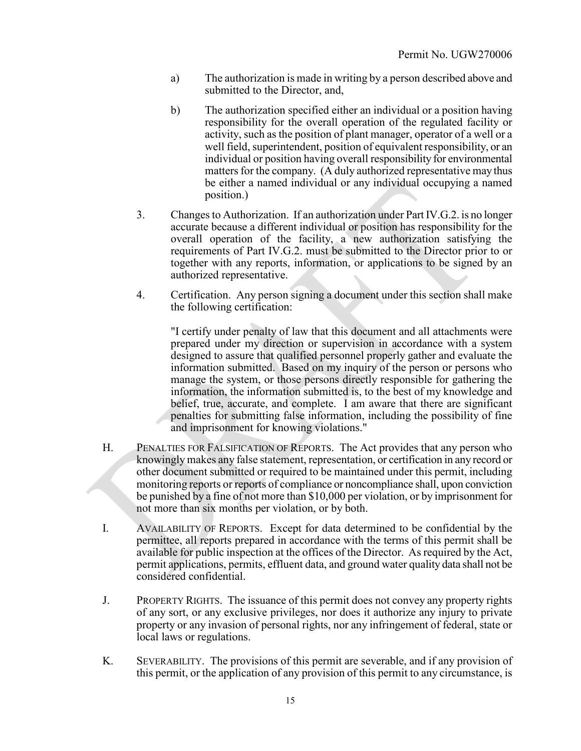a) The authorization is made in writing by a person described above and submitted to the Director, and,

b) The authorization specified either an individual or a position having responsibility for the overall operation of the regulated facility or activity, such as the position of plant manager, operator of a well or a well field, superintendent, position of equivalent responsibility, or an individual or position having overall responsibility for environmental matters for the company. (A duly authorized representative may thus be either a named individual or any individual occupying a named position.)

3. Changes to Authorization. If an authorization under Part IV.G.2. is no longer accurate because a different individual or position has responsibility for the overall operation of the facility, a new authorization satisfying the requirements of Part IV.G.2. must be submitted to the Director prior to or together with any reports, information, or applications to be signed by an authorized representative.

4. Certification. Any person signing a document under this section shall make the following certification:

"I certify under penalty of law that this document and all attachments were prepared under my direction or supervision in accordance with a system designed to assure that qualified personnel properly gather and evaluate the information submitted. Based on my inquiry of the person or persons who manage the system, or those persons directly responsible for gathering the information, the information submitted is, to the best of my knowledge and belief, true, accurate, and complete. I am aware that there are significant penalties for submitting false information, including the possibility of fine and imprisonment for knowing violations."

H. PENALTIES FOR FALSIFICATION OF REPORTS. The Act provides that any person who knowingly makes any false statement, representation, or certification in any record or other document submitted or required to be maintained under this permit, including monitoring reports or reports of compliance or noncompliance shall, upon conviction be punished by a fine of not more than $10,000 per violation, or by imprisonment for not more than six months per violation, or by both.

I. AVAILABILITY OF REPORTS. Except for data determined to be confidential by the permittee, all reports prepared in accordance with the terms of this permit shall be available for public inspection at the offices of the Director. As required by the Act, permit applications, permits, effluent data, and ground water quality data shall not be considered confidential.

J. PROPERTY RIGHTS. The issuance of this permit does not convey any property rights of any sort, or any exclusive privileges, nor does it authorize any injury to private property or any invasion of personal rights, nor any infringement of federal, state or local laws or regulations.

K. SEVERABILITY. The provisions of this permit are severable, and if any provision of this permit, or the application of any provision of this permit to any circumstance, is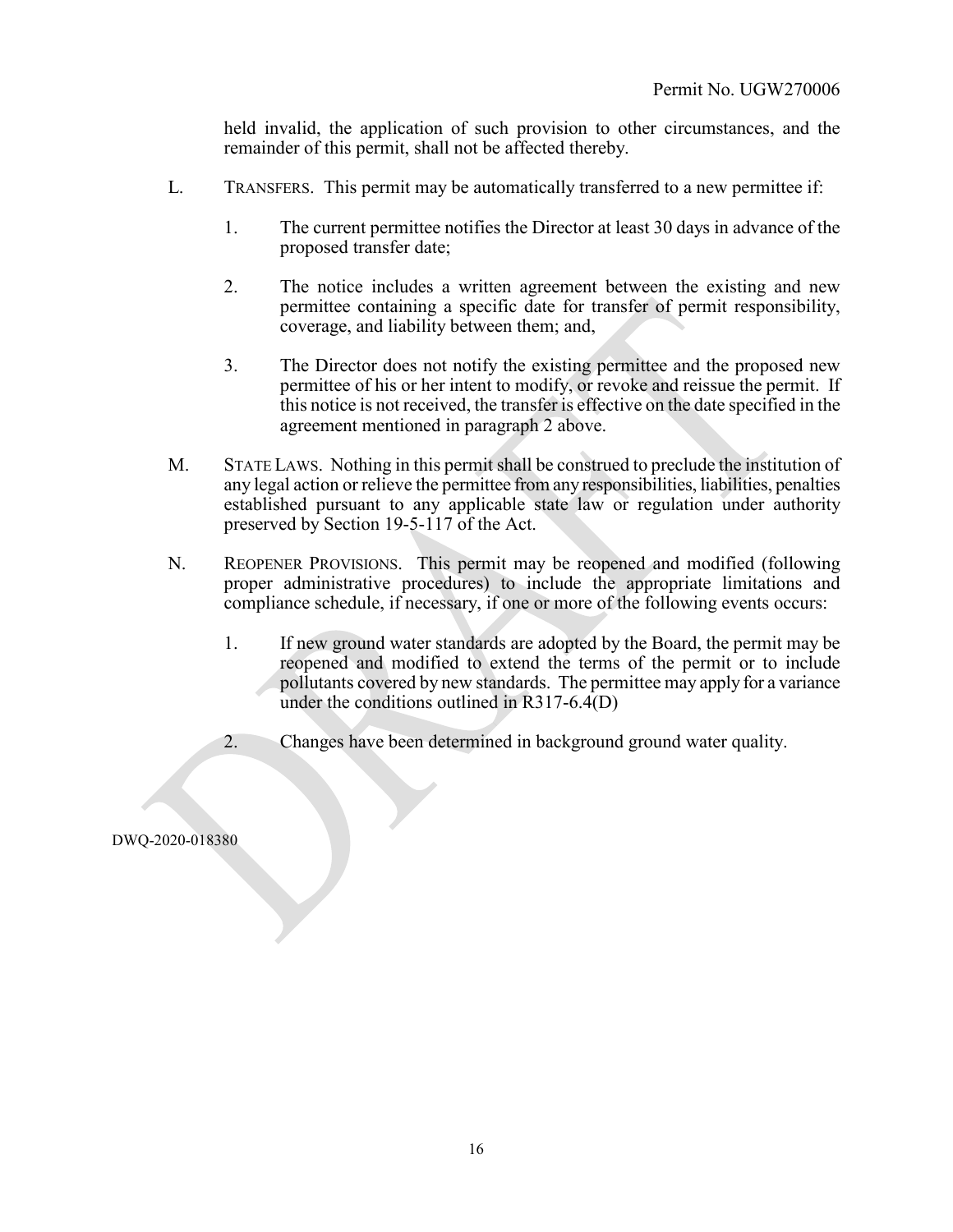held invalid, the application of such provision to other circumstances, and the remainder of this permit, shall not be affected thereby.

L. TRANSFERS. This permit may be automatically transferred to a new permittee if:

1. The current permittee notifies the Director at least 30 days in advance of the proposed transfer date;

2. The notice includes a written agreement between the existing and new permittee containing a specific date for transfer of permit responsibility, coverage, and liability between them; and,

3. The Director does not notify the existing permittee and the proposed new permittee of his or her intent to modify, or revoke and reissue the permit. If this notice is not received, the transfer is effective on the date specified in the agreement mentioned in paragraph 2 above.

M. STATE LAWS. Nothing in this permit shall be construed to preclude the institution of any legal action or relieve the permittee from any responsibilities, liabilities, penalties established pursuant to any applicable state law or regulation under authority preserved by Section 19-5-117 of the Act.

N. REOPENER PROVISIONS. This permit may be reopened and modified (following proper administrative procedures) to include the appropriate limitations and compliance schedule, if necessary, if one or more of the following events occurs:

1. If new ground water standards are adopted by the Board, the permit may be reopened and modified to extend the terms of the permit or to include pollutants covered by new standards. The permittee may apply for a variance under the conditions outlined in R317-6.4(D)

2. Changes have been determined in background ground water quality.

DWQ-2020-018380